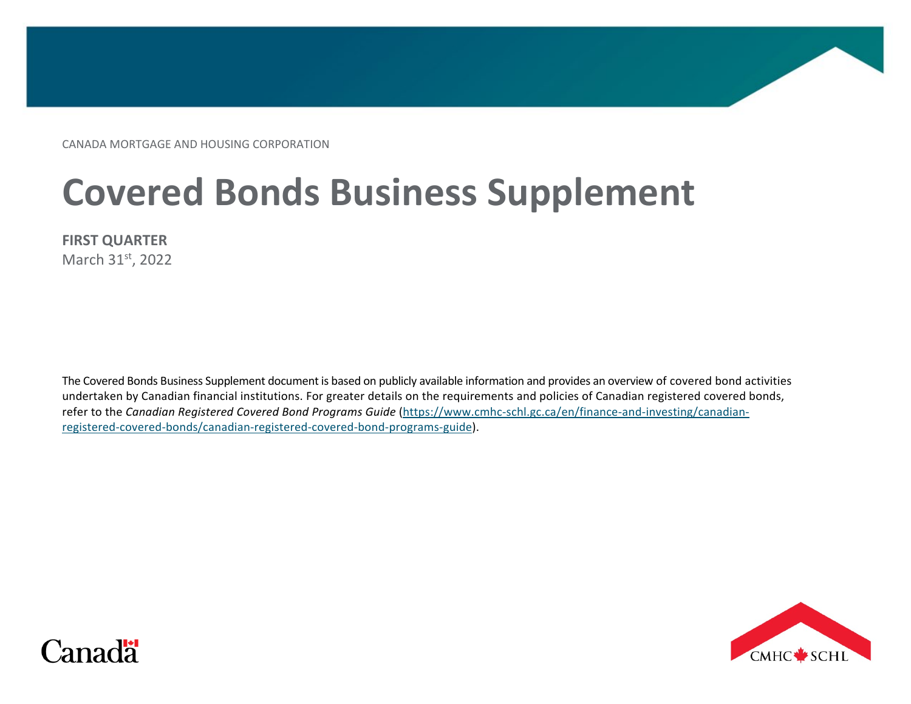CANADA MORTGAGE AND HOUSING CORPORATION

# Covered Bonds Business Supplement

**FIRST QUARTER**
March 31st, 2022

The Covered Bonds Business Supplement document is based on publicly available information and provides an overview of covered bond activities undertaken by Canadian financial institutions. For greater details on the requirements and policies of Canadian registered covered bonds, refer to the *Canadian Registered Covered Bond Programs Guide* (https://www.cmhc-schl.gc.ca/en/finance-and-investing/canadian-registered-covered-bonds/canadian-registered-covered-bond-programs-guide).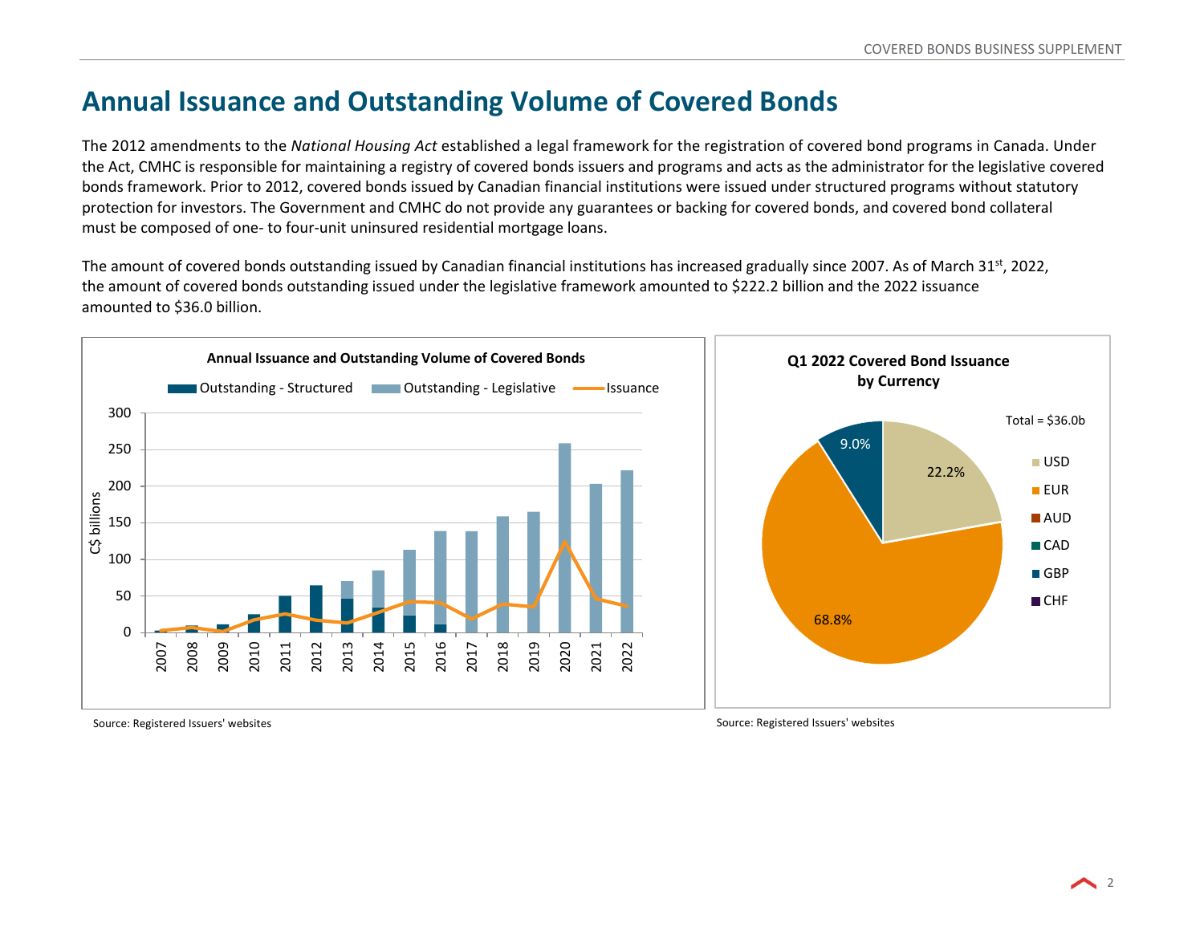# Annual Issuance and Outstanding Volume of Covered Bonds

The 2012 amendments to the *National Housing Act* established a legal framework for the registration of covered bond programs in Canada. Under the Act, CMHC is responsible for maintaining a registry of covered bonds issuers and programs and acts as the administrator for the legislative covered bonds framework. Prior to 2012, covered bonds issued by Canadian financial institutions were issued under structured programs without statutory protection for investors. The Government and CMHC do not provide any guarantees or backing for covered bonds, and covered bond collateral must be composed of one- to four-unit uninsured residential mortgage loans.

The amount of covered bonds outstanding issued by Canadian financial institutions has increased gradually since 2007. As of March 31st, 2022, the amount of covered bonds outstanding issued under the legislative framework amounted to $222.2 billion and the 2022 issuance amounted to $36.0 billion.

**Annual Issuance and Outstanding Volume of Covered Bonds**

Legend: Outstanding - Structured, Outstanding - Legislative, Issuance

Y-axis: C$ billions (0–300); X-axis: 2007–2022

Source: Registered Issuers' websites

**Q1 2022 Covered Bond Issuance by Currency**

Total = $36.0b

| Currency | Share |
|---|---|
| USD | 22.2% |
| EUR | 68.8% |
| GBP | 9.0% |

Legend: USD, EUR, AUD, CAD, GBP, CHF

Source: Registered Issuers' websites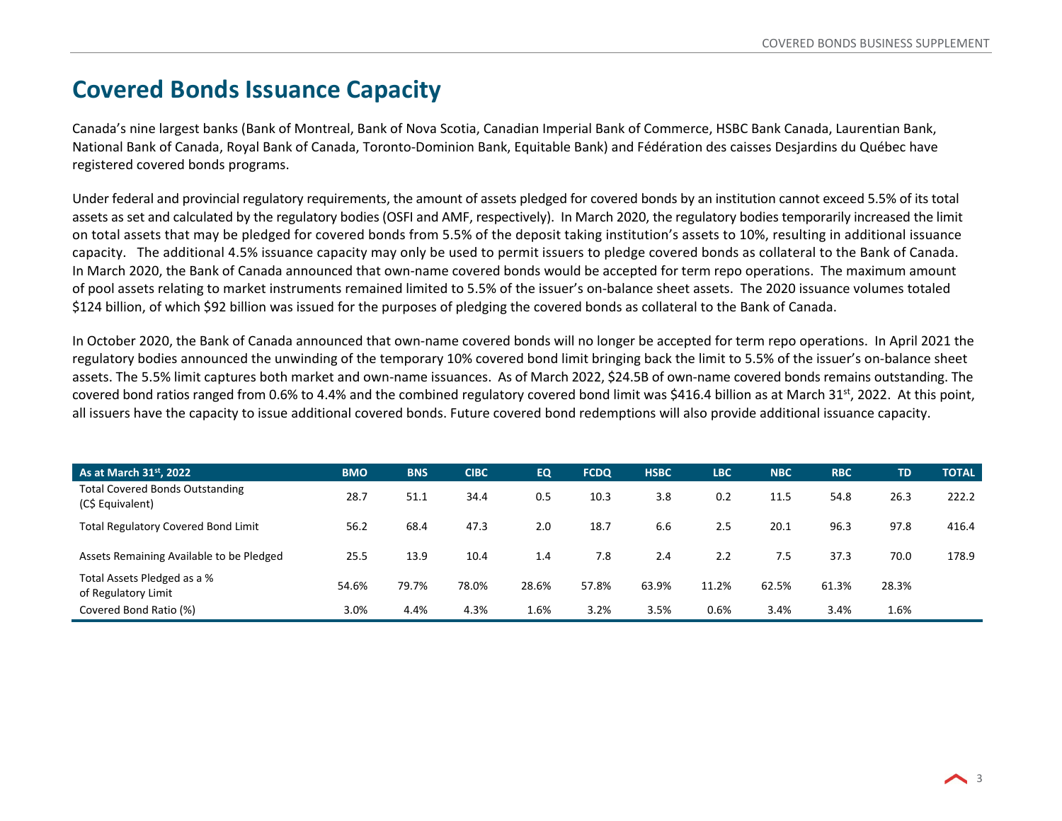# Covered Bonds Issuance Capacity

Canada's nine largest banks (Bank of Montreal, Bank of Nova Scotia, Canadian Imperial Bank of Commerce, HSBC Bank Canada, Laurentian Bank, National Bank of Canada, Royal Bank of Canada, Toronto-Dominion Bank, Equitable Bank) and Fédération des caisses Desjardins du Québec have registered covered bonds programs.

Under federal and provincial regulatory requirements, the amount of assets pledged for covered bonds by an institution cannot exceed 5.5% of its total assets as set and calculated by the regulatory bodies (OSFI and AMF, respectively). In March 2020, the regulatory bodies temporarily increased the limit on total assets that may be pledged for covered bonds from 5.5% of the deposit taking institution's assets to 10%, resulting in additional issuance capacity. The additional 4.5% issuance capacity may only be used to permit issuers to pledge covered bonds as collateral to the Bank of Canada. In March 2020, the Bank of Canada announced that own-name covered bonds would be accepted for term repo operations. The maximum amount of pool assets relating to market instruments remained limited to 5.5% of the issuer's on-balance sheet assets. The 2020 issuance volumes totaled \$124 billion, of which \$92 billion was issued for the purposes of pledging the covered bonds as collateral to the Bank of Canada.

In October 2020, the Bank of Canada announced that own-name covered bonds will no longer be accepted for term repo operations. In April 2021 the regulatory bodies announced the unwinding of the temporary 10% covered bond limit bringing back the limit to 5.5% of the issuer's on-balance sheet assets. The 5.5% limit captures both market and own-name issuances. As of March 2022, \$24.5B of own-name covered bonds remains outstanding. The covered bond ratios ranged from 0.6% to 4.4% and the combined regulatory covered bond limit was \$416.4 billion as at March 31st, 2022. At this point, all issuers have the capacity to issue additional covered bonds. Future covered bond redemptions will also provide additional issuance capacity.

| As at March 31st, 2022 | BMO | BNS | CIBC | EQ | FCDQ | HSBC | LBC | NBC | RBC | TD | TOTAL |
|---|---|---|---|---|---|---|---|---|---|---|---|
| Total Covered Bonds Outstanding (C$ Equivalent) | 28.7 | 51.1 | 34.4 | 0.5 | 10.3 | 3.8 | 0.2 | 11.5 | 54.8 | 26.3 | 222.2 |
| Total Regulatory Covered Bond Limit | 56.2 | 68.4 | 47.3 | 2.0 | 18.7 | 6.6 | 2.5 | 20.1 | 96.3 | 97.8 | 416.4 |
| Assets Remaining Available to be Pledged | 25.5 | 13.9 | 10.4 | 1.4 | 7.8 | 2.4 | 2.2 | 7.5 | 37.3 | 70.0 | 178.9 |
| Total Assets Pledged as a % of Regulatory Limit | 54.6% | 79.7% | 78.0% | 28.6% | 57.8% | 63.9% | 11.2% | 62.5% | 61.3% | 28.3% | |
| Covered Bond Ratio (%) | 3.0% | 4.4% | 4.3% | 1.6% | 3.2% | 3.5% | 0.6% | 3.4% | 3.4% | 1.6% | |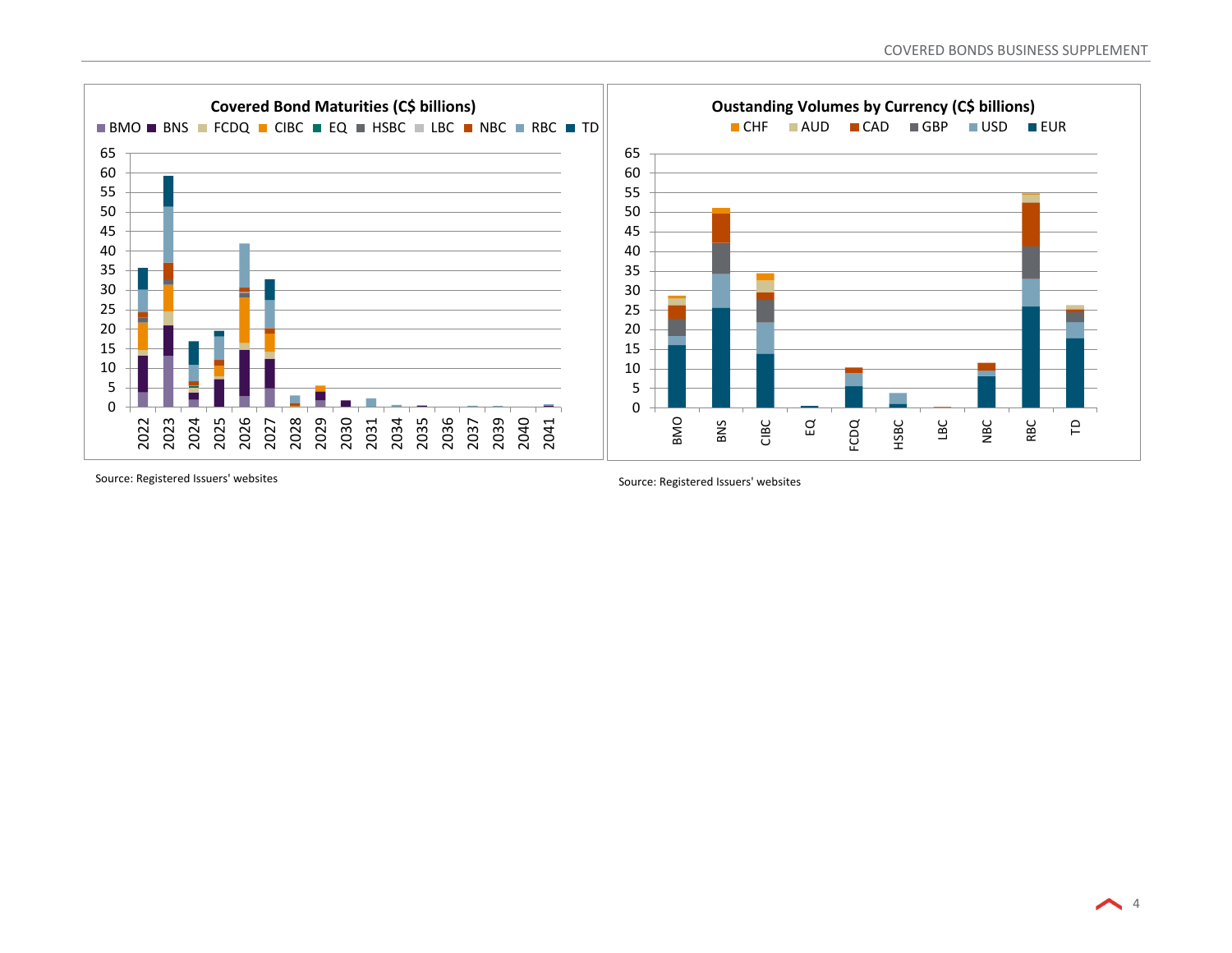**Covered Bond Maturities (C$ billions)**

BMO, BNS, FCDQ, CIBC, EQ, HSBC, LBC, NBC, RBC, TD

Source: Registered Issuers' websites

**Oustanding Volumes by Currency (C$ billions)**

CHF, AUD, CAD, GBP, USD, EUR

Source: Registered Issuers' websites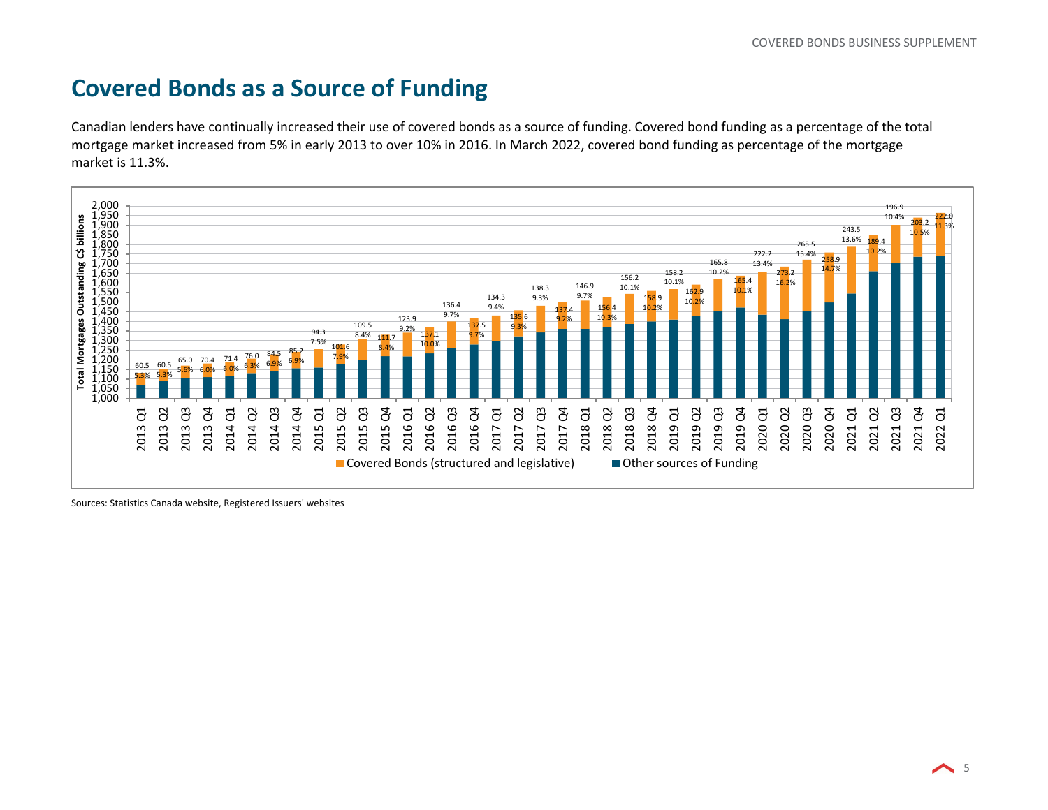# Covered Bonds as a Source of Funding

Canadian lenders have continually increased their use of covered bonds as a source of funding. Covered bond funding as a percentage of the total mortgage market increased from 5% in early 2013 to over 10% in 2016. In March 2022, covered bond funding as percentage of the mortgage market is 11.3%.

| Quarter | Covered Bonds (C$ billions) | % of Total Mortgages |
|---|---|---|
| 2013 Q1 | 60.5 | 5.3% |
| 2013 Q2 | 60.5 | 5.3% |
| 2013 Q3 | 65.0 | 5.6% |
| 2013 Q4 | 70.4 | 6.0% |
| 2014 Q1 | 71.4 | 6.0% |
| 2014 Q2 | 76.0 | 6.3% |
| 2014 Q3 | 84.5 | 6.9% |
| 2014 Q4 | 85.2 | 6.9% |
| 2015 Q1 | 94.3 | 7.5% |
| 2015 Q2 | 101.6 | 7.9% |
| 2015 Q3 | 109.5 | 8.4% |
| 2015 Q4 | 111.7 | 8.4% |
| 2016 Q1 | 123.9 | 9.2% |
| 2016 Q2 | 137.1 | 10.0% |
| 2016 Q3 | 136.4 | 9.7% |
| 2016 Q4 | 137.5 | 9.7% |
| 2017 Q1 | 134.3 | 9.4% |
| 2017 Q2 | 135.6 | 9.3% |
| 2017 Q3 | 138.3 | 9.3% |
| 2017 Q4 | 137.4 | 9.2% |
| 2018 Q1 | 146.9 | 9.7% |
| 2018 Q2 | 156.4 | 10.3% |
| 2018 Q3 | 156.2 | 10.1% |
| 2018 Q4 | 158.9 | 10.2% |
| 2019 Q1 | 158.2 | 10.1% |
| 2019 Q2 | 162.9 | 10.2% |
| 2019 Q3 | 165.8 | 10.2% |
| 2019 Q4 | 165.4 | 10.1% |
| 2020 Q1 | 222.2 | 13.4% |
| 2020 Q2 | 273.2 | 16.2% |
| 2020 Q3 | 265.5 | 15.4% |
| 2020 Q4 | 258.9 | 14.7% |
| 2021 Q1 | 243.5 | 13.6% |
| 2021 Q2 | 189.4 | 10.2% |
| 2021 Q3 | 196.9 | 10.4% |
| 2021 Q4 | 203.2 | 10.5% |
| 2022 Q1 | 222.0 | 11.3% |

Y-axis: Total Mortgages Outstanding C$ billions (1,000 – 2,000)

Legend: Covered Bonds (structured and legislative); Other sources of Funding

Sources: Statistics Canada website, Registered Issuers' websites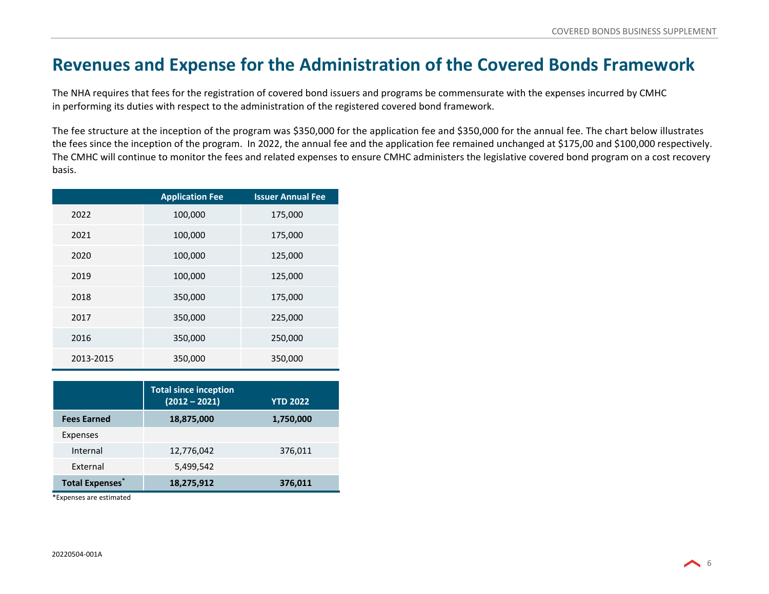# Revenues and Expense for the Administration of the Covered Bonds Framework

The NHA requires that fees for the registration of covered bond issuers and programs be commensurate with the expenses incurred by CMHC in performing its duties with respect to the administration of the registered covered bond framework.

The fee structure at the inception of the program was $350,000 for the application fee and $350,000 for the annual fee. The chart below illustrates the fees since the inception of the program. In 2022, the annual fee and the application fee remained unchanged at $175,00 and $100,000 respectively. The CMHC will continue to monitor the fees and related expenses to ensure CMHC administers the legislative covered bond program on a cost recovery basis.

| | Application Fee | Issuer Annual Fee |
|---|---|---|
| 2022 | 100,000 | 175,000 |
| 2021 | 100,000 | 175,000 |
| 2020 | 100,000 | 125,000 |
| 2019 | 100,000 | 125,000 |
| 2018 | 350,000 | 175,000 |
| 2017 | 350,000 | 225,000 |
| 2016 | 350,000 | 250,000 |
| 2013-2015 | 350,000 | 350,000 |

| | Total since inception (2012 – 2021) | YTD 2022 |
|---|---|---|
| **Fees Earned** | **18,875,000** | **1,750,000** |
| Expenses | | |
| Internal | 12,776,042 | 376,011 |
| External | 5,499,542 | |
| **Total Expenses*** | **18,275,912** | **376,011** |

*Expenses are estimated

20220504-001A